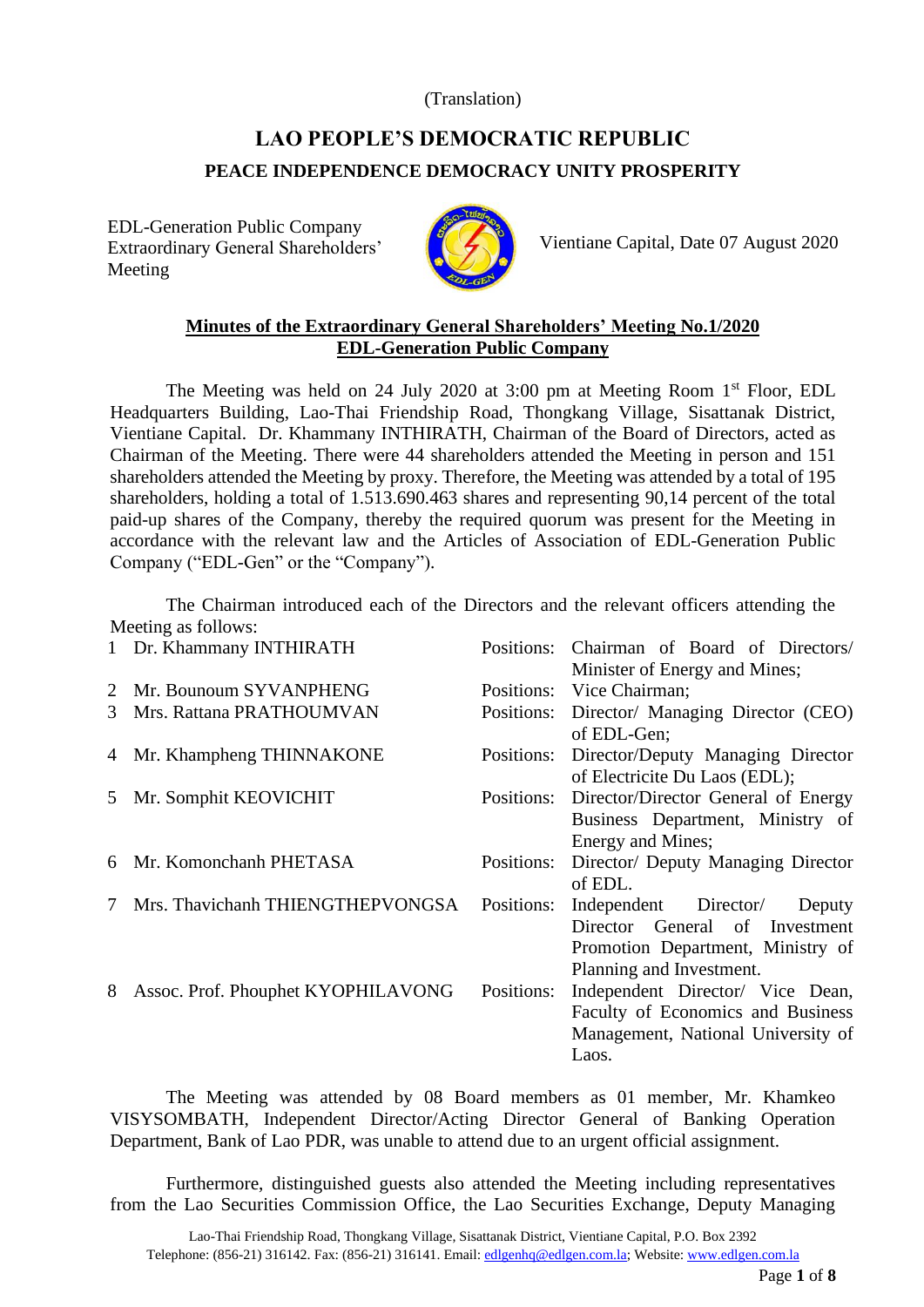(Translation)

# LAO PEOPLE'S DEMOCRATIC REPUBLIC

## PEACE INDEPENDENCE DEMOCRACY UNITY PROSPERITY

EDL-Generation Public Company
Extraordinary General Shareholders' Meeting

Vientiane Capital, Date 07 August 2020

### **Minutes of the Extraordinary General Shareholders' Meeting No.1/2020**
### **EDL-Generation Public Company**

The Meeting was held on 24 July 2020 at 3:00 pm at Meeting Room 1st Floor, EDL Headquarters Building, Lao-Thai Friendship Road, Thongkang Village, Sisattanak District, Vientiane Capital. Dr. Khammany INTHIRATH, Chairman of the Board of Directors, acted as Chairman of the Meeting. There were 44 shareholders attended the Meeting in person and 151 shareholders attended the Meeting by proxy. Therefore, the Meeting was attended by a total of 195 shareholders, holding a total of 1.513.690.463 shares and representing 90,14 percent of the total paid-up shares of the Company, thereby the required quorum was present for the Meeting in accordance with the relevant law and the Articles of Association of EDL-Generation Public Company ("EDL-Gen" or the "Company").

The Chairman introduced each of the Directors and the relevant officers attending the Meeting as follows:

| No. | Name | | Position |
|---|---|---|---|
| 1 | Dr. Khammany INTHIRATH | Positions: | Chairman of Board of Directors/ Minister of Energy and Mines; |
| 2 | Mr. Bounoum SYVANPHENG | Positions: | Vice Chairman; |
| 3 | Mrs. Rattana PRATHOUMVAN | Positions: | Director/ Managing Director (CEO) of EDL-Gen; |
| 4 | Mr. Khampheng THINNAKONE | Positions: | Director/Deputy Managing Director of Electricite Du Laos (EDL); |
| 5 | Mr. Somphit KEOVICHIT | Positions: | Director/Director General of Energy Business Department, Ministry of Energy and Mines; |
| 6 | Mr. Komonchanh PHETASA | Positions: | Director/ Deputy Managing Director of EDL. |
| 7 | Mrs. Thavichanh THIENGTHEPVONGSA | Positions: | Independent Director/ Deputy Director General of Investment Promotion Department, Ministry of Planning and Investment. |
| 8 | Assoc. Prof. Phouphet KYOPHILAVONG | Positions: | Independent Director/ Vice Dean, Faculty of Economics and Business Management, National University of Laos. |

The Meeting was attended by 08 Board members as 01 member, Mr. Khamkeo VISYSOMBATH, Independent Director/Acting Director General of Banking Operation Department, Bank of Lao PDR, was unable to attend due to an urgent official assignment.

Furthermore, distinguished guests also attended the Meeting including representatives from the Lao Securities Commission Office, the Lao Securities Exchange, Deputy Managing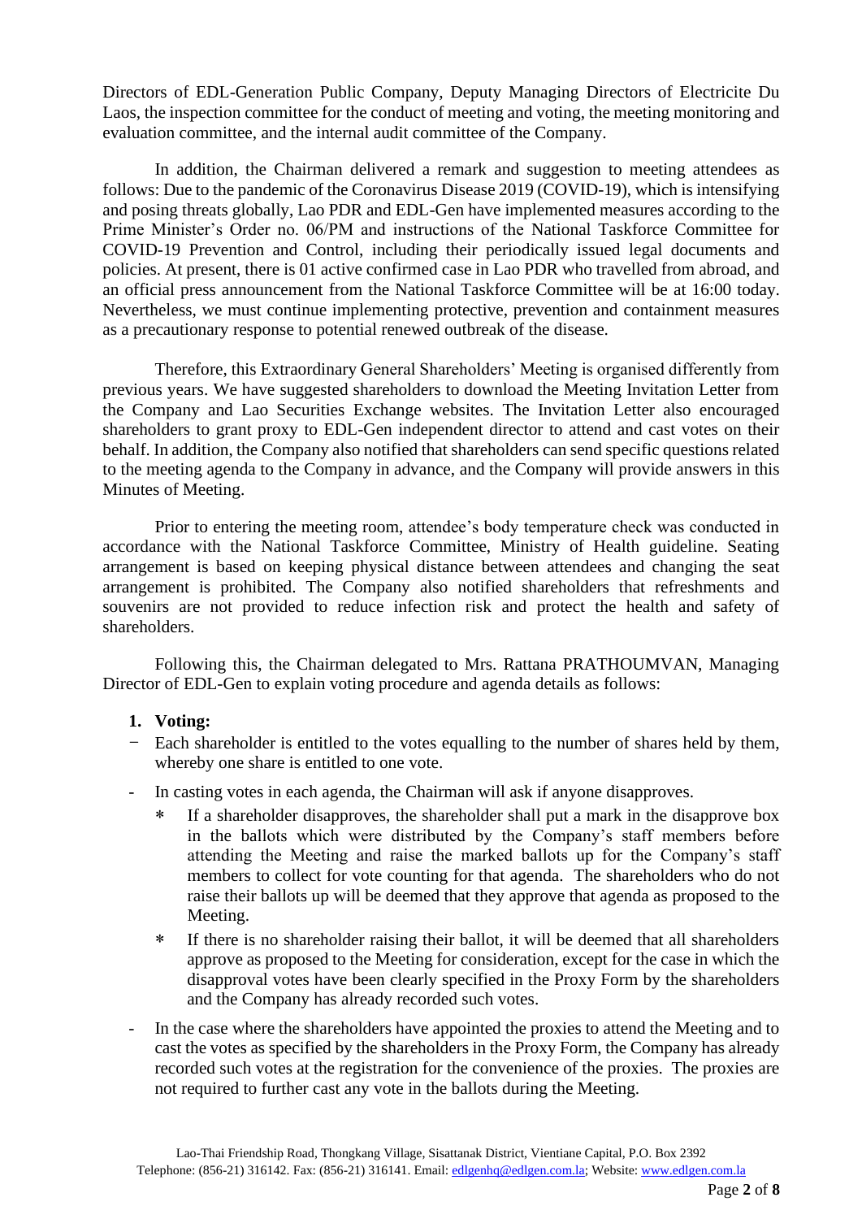Directors of EDL-Generation Public Company, Deputy Managing Directors of Electricite Du Laos, the inspection committee for the conduct of meeting and voting, the meeting monitoring and evaluation committee, and the internal audit committee of the Company.

In addition, the Chairman delivered a remark and suggestion to meeting attendees as follows: Due to the pandemic of the Coronavirus Disease 2019 (COVID-19), which is intensifying and posing threats globally, Lao PDR and EDL-Gen have implemented measures according to the Prime Minister's Order no. 06/PM and instructions of the National Taskforce Committee for COVID-19 Prevention and Control, including their periodically issued legal documents and policies. At present, there is 01 active confirmed case in Lao PDR who travelled from abroad, and an official press announcement from the National Taskforce Committee will be at 16:00 today. Nevertheless, we must continue implementing protective, prevention and containment measures as a precautionary response to potential renewed outbreak of the disease.

Therefore, this Extraordinary General Shareholders' Meeting is organised differently from previous years. We have suggested shareholders to download the Meeting Invitation Letter from the Company and Lao Securities Exchange websites. The Invitation Letter also encouraged shareholders to grant proxy to EDL-Gen independent director to attend and cast votes on their behalf. In addition, the Company also notified that shareholders can send specific questions related to the meeting agenda to the Company in advance, and the Company will provide answers in this Minutes of Meeting.

Prior to entering the meeting room, attendee's body temperature check was conducted in accordance with the National Taskforce Committee, Ministry of Health guideline. Seating arrangement is based on keeping physical distance between attendees and changing the seat arrangement is prohibited. The Company also notified shareholders that refreshments and souvenirs are not provided to reduce infection risk and protect the health and safety of shareholders.

Following this, the Chairman delegated to Mrs. Rattana PRATHOUMVAN, Managing Director of EDL-Gen to explain voting procedure and agenda details as follows:

**1. Voting:**

- Each shareholder is entitled to the votes equalling to the number of shares held by them, whereby one share is entitled to one vote.
- In casting votes in each agenda, the Chairman will ask if anyone disapproves.
  - If a shareholder disapproves, the shareholder shall put a mark in the disapprove box in the ballots which were distributed by the Company's staff members before attending the Meeting and raise the marked ballots up for the Company's staff members to collect for vote counting for that agenda. The shareholders who do not raise their ballots up will be deemed that they approve that agenda as proposed to the Meeting.
  - If there is no shareholder raising their ballot, it will be deemed that all shareholders approve as proposed to the Meeting for consideration, except for the case in which the disapproval votes have been clearly specified in the Proxy Form by the shareholders and the Company has already recorded such votes.
- In the case where the shareholders have appointed the proxies to attend the Meeting and to cast the votes as specified by the shareholders in the Proxy Form, the Company has already recorded such votes at the registration for the convenience of the proxies. The proxies are not required to further cast any vote in the ballots during the Meeting.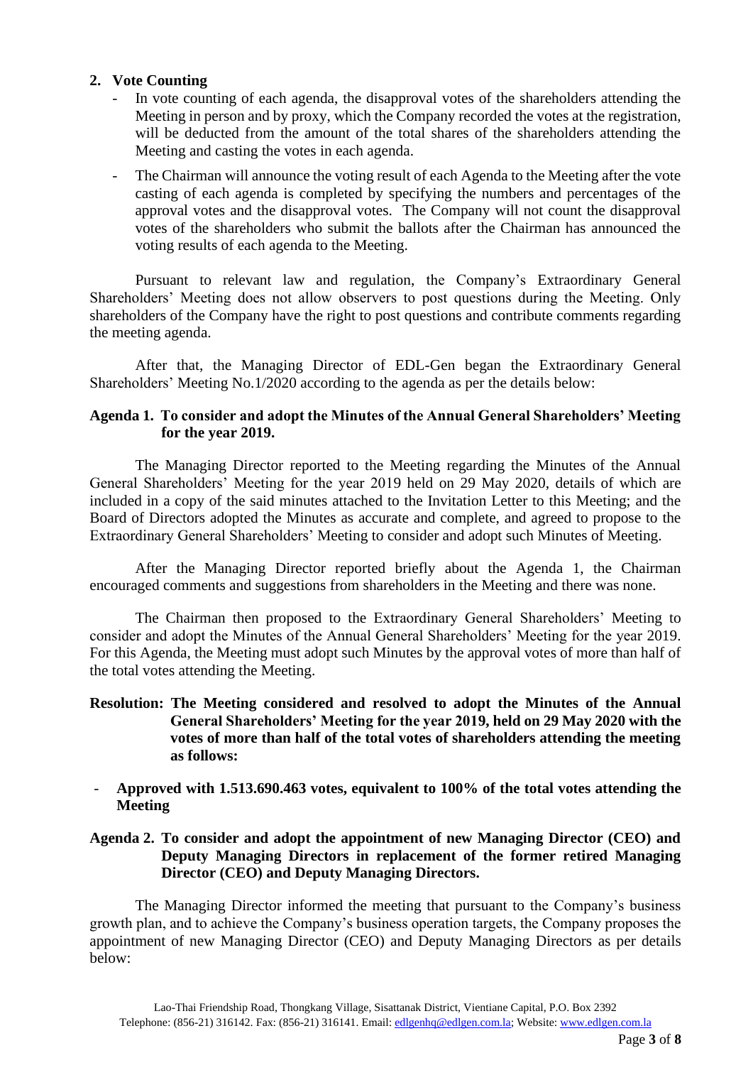## 2. Vote Counting

- In vote counting of each agenda, the disapproval votes of the shareholders attending the Meeting in person and by proxy, which the Company recorded the votes at the registration, will be deducted from the amount of the total shares of the shareholders attending the Meeting and casting the votes in each agenda.
- The Chairman will announce the voting result of each Agenda to the Meeting after the vote casting of each agenda is completed by specifying the numbers and percentages of the approval votes and the disapproval votes. The Company will not count the disapproval votes of the shareholders who submit the ballots after the Chairman has announced the voting results of each agenda to the Meeting.

Pursuant to relevant law and regulation, the Company's Extraordinary General Shareholders' Meeting does not allow observers to post questions during the Meeting. Only shareholders of the Company have the right to post questions and contribute comments regarding the meeting agenda.

After that, the Managing Director of EDL-Gen began the Extraordinary General Shareholders' Meeting No.1/2020 according to the agenda as per the details below:

**Agenda 1. To consider and adopt the Minutes of the Annual General Shareholders' Meeting for the year 2019.**

The Managing Director reported to the Meeting regarding the Minutes of the Annual General Shareholders' Meeting for the year 2019 held on 29 May 2020, details of which are included in a copy of the said minutes attached to the Invitation Letter to this Meeting; and the Board of Directors adopted the Minutes as accurate and complete, and agreed to propose to the Extraordinary General Shareholders' Meeting to consider and adopt such Minutes of Meeting.

After the Managing Director reported briefly about the Agenda 1, the Chairman encouraged comments and suggestions from shareholders in the Meeting and there was none.

The Chairman then proposed to the Extraordinary General Shareholders' Meeting to consider and adopt the Minutes of the Annual General Shareholders' Meeting for the year 2019. For this Agenda, the Meeting must adopt such Minutes by the approval votes of more than half of the total votes attending the Meeting.

**Resolution: The Meeting considered and resolved to adopt the Minutes of the Annual General Shareholders' Meeting for the year 2019, held on 29 May 2020 with the votes of more than half of the total votes of shareholders attending the meeting as follows:**

- **Approved with 1.513.690.463 votes, equivalent to 100% of the total votes attending the Meeting**

**Agenda 2. To consider and adopt the appointment of new Managing Director (CEO) and Deputy Managing Directors in replacement of the former retired Managing Director (CEO) and Deputy Managing Directors.**

The Managing Director informed the meeting that pursuant to the Company's business growth plan, and to achieve the Company's business operation targets, the Company proposes the appointment of new Managing Director (CEO) and Deputy Managing Directors as per details below: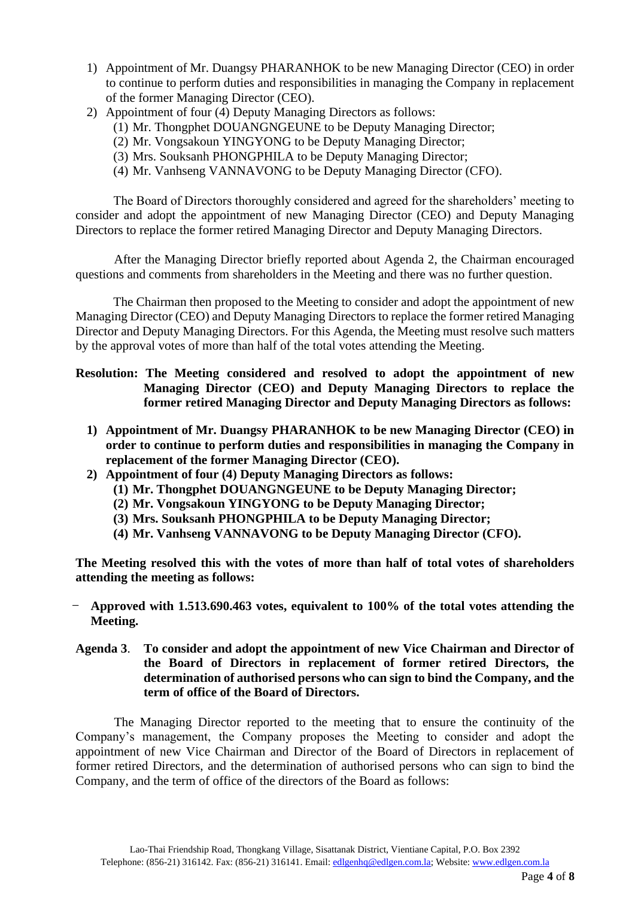1) Appointment of Mr. Duangsy PHARANHOK to be new Managing Director (CEO) in order to continue to perform duties and responsibilities in managing the Company in replacement of the former Managing Director (CEO).
2) Appointment of four (4) Deputy Managing Directors as follows:
   (1) Mr. Thongphet DOUANGNGEUNE to be Deputy Managing Director;
   (2) Mr. Vongsakoun YINGYONG to be Deputy Managing Director;
   (3) Mrs. Souksanh PHONGPHILA to be Deputy Managing Director;
   (4) Mr. Vanhseng VANNAVONG to be Deputy Managing Director (CFO).

The Board of Directors thoroughly considered and agreed for the shareholders' meeting to consider and adopt the appointment of new Managing Director (CEO) and Deputy Managing Directors to replace the former retired Managing Director and Deputy Managing Directors.

After the Managing Director briefly reported about Agenda 2, the Chairman encouraged questions and comments from shareholders in the Meeting and there was no further question.

The Chairman then proposed to the Meeting to consider and adopt the appointment of new Managing Director (CEO) and Deputy Managing Directors to replace the former retired Managing Director and Deputy Managing Directors. For this Agenda, the Meeting must resolve such matters by the approval votes of more than half of the total votes attending the Meeting.

**Resolution: The Meeting considered and resolved to adopt the appointment of new Managing Director (CEO) and Deputy Managing Directors to replace the former retired Managing Director and Deputy Managing Directors as follows:**

**1) Appointment of Mr. Duangsy PHARANHOK to be new Managing Director (CEO) in order to continue to perform duties and responsibilities in managing the Company in replacement of the former Managing Director (CEO).**
**2) Appointment of four (4) Deputy Managing Directors as follows:**
   **(1) Mr. Thongphet DOUANGNGEUNE to be Deputy Managing Director;**
   **(2) Mr. Vongsakoun YINGYONG to be Deputy Managing Director;**
   **(3) Mrs. Souksanh PHONGPHILA to be Deputy Managing Director;**
   **(4) Mr. Vanhseng VANNAVONG to be Deputy Managing Director (CFO).**

**The Meeting resolved this with the votes of more than half of total votes of shareholders attending the meeting as follows:**

- **Approved with 1.513.690.463 votes, equivalent to 100% of the total votes attending the Meeting.**

**Agenda 3. To consider and adopt the appointment of new Vice Chairman and Director of the Board of Directors in replacement of former retired Directors, the determination of authorised persons who can sign to bind the Company, and the term of office of the Board of Directors.**

The Managing Director reported to the meeting that to ensure the continuity of the Company's management, the Company proposes the Meeting to consider and adopt the appointment of new Vice Chairman and Director of the Board of Directors in replacement of former retired Directors, and the determination of authorised persons who can sign to bind the Company, and the term of office of the directors of the Board as follows: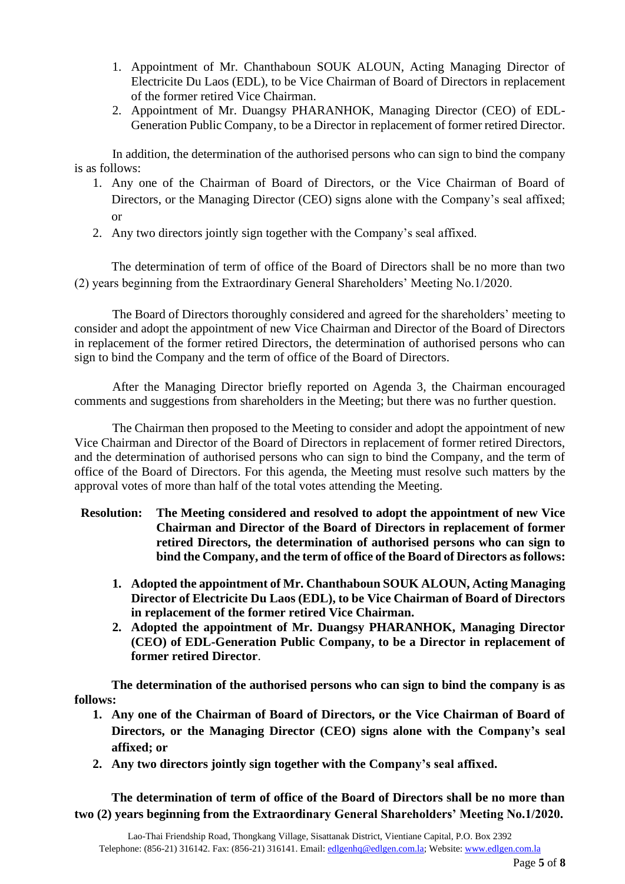1. Appointment of Mr. Chanthaboun SOUK ALOUN, Acting Managing Director of Electricite Du Laos (EDL), to be Vice Chairman of Board of Directors in replacement of the former retired Vice Chairman.
2. Appointment of Mr. Duangsy PHARANHOK, Managing Director (CEO) of EDL-Generation Public Company, to be a Director in replacement of former retired Director.

In addition, the determination of the authorised persons who can sign to bind the company is as follows:

1. Any one of the Chairman of Board of Directors, or the Vice Chairman of Board of Directors, or the Managing Director (CEO) signs alone with the Company's seal affixed; or
2. Any two directors jointly sign together with the Company's seal affixed.

The determination of term of office of the Board of Directors shall be no more than two (2) years beginning from the Extraordinary General Shareholders' Meeting No.1/2020.

The Board of Directors thoroughly considered and agreed for the shareholders' meeting to consider and adopt the appointment of new Vice Chairman and Director of the Board of Directors in replacement of the former retired Directors, the determination of authorised persons who can sign to bind the Company and the term of office of the Board of Directors.

After the Managing Director briefly reported on Agenda 3, the Chairman encouraged comments and suggestions from shareholders in the Meeting; but there was no further question.

The Chairman then proposed to the Meeting to consider and adopt the appointment of new Vice Chairman and Director of the Board of Directors in replacement of former retired Directors, and the determination of authorised persons who can sign to bind the Company, and the term of office of the Board of Directors. For this agenda, the Meeting must resolve such matters by the approval votes of more than half of the total votes attending the Meeting.

**Resolution: The Meeting considered and resolved to adopt the appointment of new Vice Chairman and Director of the Board of Directors in replacement of former retired Directors, the determination of authorised persons who can sign to bind the Company, and the term of office of the Board of Directors as follows:**

1. **Adopted the appointment of Mr. Chanthaboun SOUK ALOUN, Acting Managing Director of Electricite Du Laos (EDL), to be Vice Chairman of Board of Directors in replacement of the former retired Vice Chairman.**
2. **Adopted the appointment of Mr. Duangsy PHARANHOK, Managing Director (CEO) of EDL-Generation Public Company, to be a Director in replacement of former retired Director**.

**The determination of the authorised persons who can sign to bind the company is as follows:**

1. **Any one of the Chairman of Board of Directors, or the Vice Chairman of Board of Directors, or the Managing Director (CEO) signs alone with the Company's seal affixed; or**
2. **Any two directors jointly sign together with the Company's seal affixed.**

**The determination of term of office of the Board of Directors shall be no more than two (2) years beginning from the Extraordinary General Shareholders' Meeting No.1/2020.**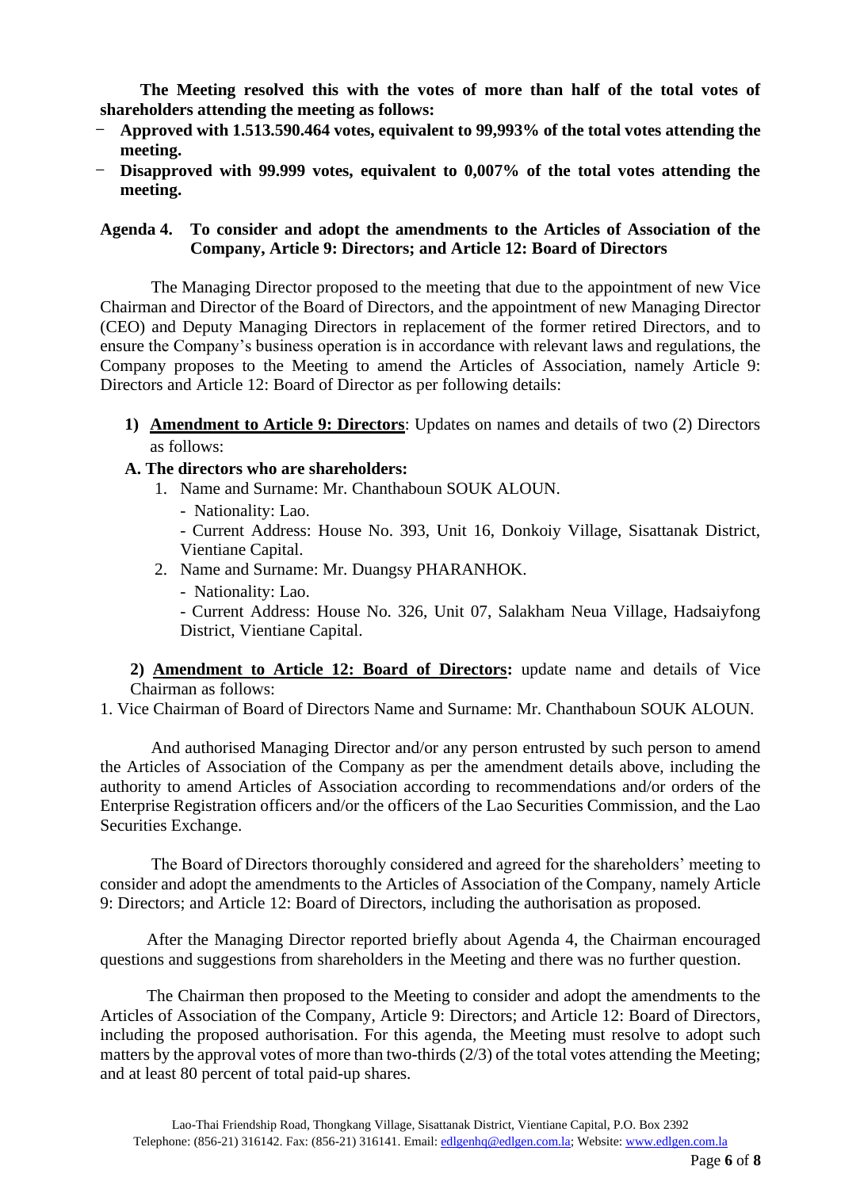**The Meeting resolved this with the votes of more than half of the total votes of shareholders attending the meeting as follows:**

- **Approved with 1.513.590.464 votes, equivalent to 99,993% of the total votes attending the meeting.**
- **Disapproved with 99.999 votes, equivalent to 0,007% of the total votes attending the meeting.**

**Agenda 4. To consider and adopt the amendments to the Articles of Association of the Company, Article 9: Directors; and Article 12: Board of Directors**

The Managing Director proposed to the meeting that due to the appointment of new Vice Chairman and Director of the Board of Directors, and the appointment of new Managing Director (CEO) and Deputy Managing Directors in replacement of the former retired Directors, and to ensure the Company's business operation is in accordance with relevant laws and regulations, the Company proposes to the Meeting to amend the Articles of Association, namely Article 9: Directors and Article 12: Board of Director as per following details:

1) **<u>Amendment to Article 9: Directors</u>**: Updates on names and details of two (2) Directors as follows:

**A. The directors who are shareholders:**

1. Name and Surname: Mr. Chanthaboun SOUK ALOUN.
   - Nationality: Lao.
   - Current Address: House No. 393, Unit 16, Donkoiy Village, Sisattanak District, Vientiane Capital.
2. Name and Surname: Mr. Duangsy PHARANHOK.
   - Nationality: Lao.
   - Current Address: House No. 326, Unit 07, Salakham Neua Village, Hadsaiyfong District, Vientiane Capital.

2) **<u>Amendment to Article 12: Board of Directors</u>:** update name and details of Vice Chairman as follows:

1. Vice Chairman of Board of Directors Name and Surname: Mr. Chanthaboun SOUK ALOUN.

And authorised Managing Director and/or any person entrusted by such person to amend the Articles of Association of the Company as per the amendment details above, including the authority to amend Articles of Association according to recommendations and/or orders of the Enterprise Registration officers and/or the officers of the Lao Securities Commission, and the Lao Securities Exchange.

The Board of Directors thoroughly considered and agreed for the shareholders' meeting to consider and adopt the amendments to the Articles of Association of the Company, namely Article 9: Directors; and Article 12: Board of Directors, including the authorisation as proposed.

After the Managing Director reported briefly about Agenda 4, the Chairman encouraged questions and suggestions from shareholders in the Meeting and there was no further question.

The Chairman then proposed to the Meeting to consider and adopt the amendments to the Articles of Association of the Company, Article 9: Directors; and Article 12: Board of Directors, including the proposed authorisation. For this agenda, the Meeting must resolve to adopt such matters by the approval votes of more than two-thirds (2/3) of the total votes attending the Meeting; and at least 80 percent of total paid-up shares.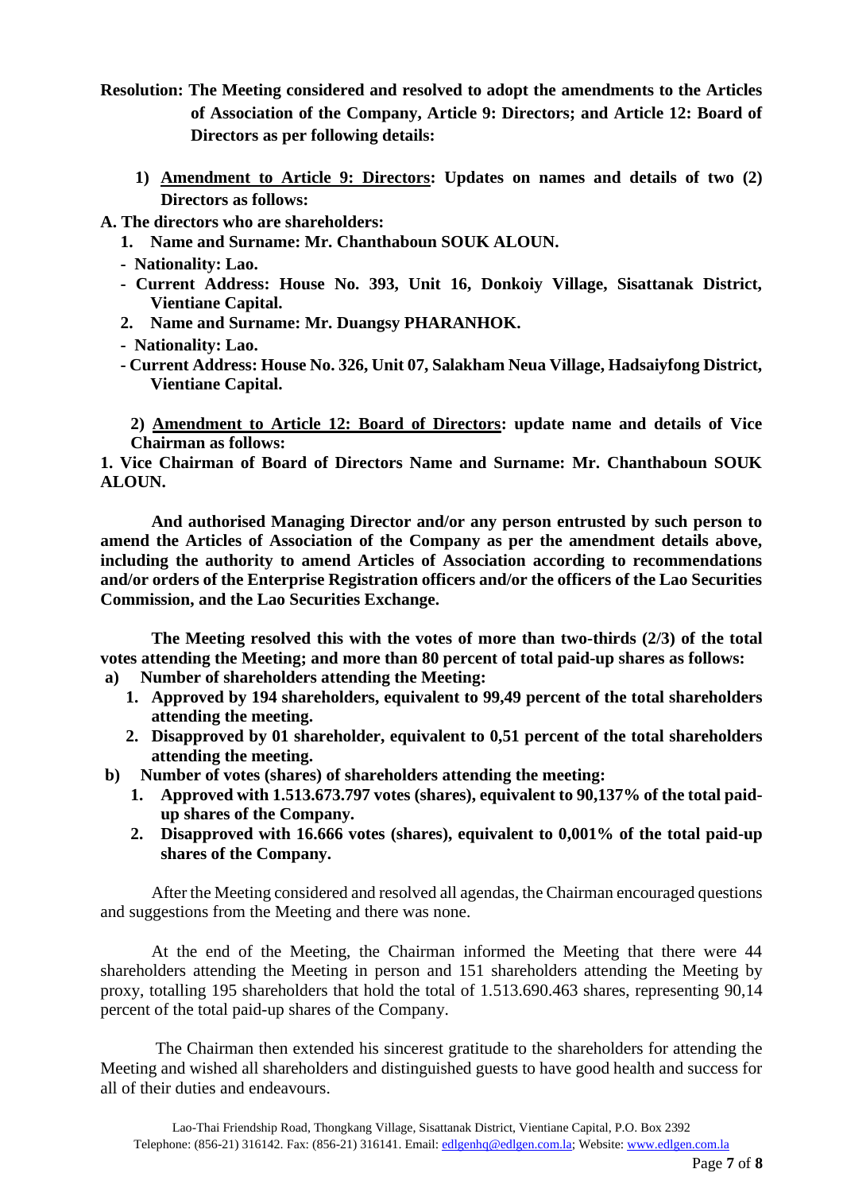**Resolution: The Meeting considered and resolved to adopt the amendments to the Articles of Association of the Company, Article 9: Directors; and Article 12: Board of Directors as per following details:**

1) **Amendment to Article 9: Directors: Updates on names and details of two (2) Directors as follows:**

**A. The directors who are shareholders:**

1. **Name and Surname: Mr. Chanthaboun SOUK ALOUN.**
   - **Nationality: Lao.**
   - **Current Address: House No. 393, Unit 16, Donkoiy Village, Sisattanak District, Vientiane Capital.**
2. **Name and Surname: Mr. Duangsy PHARANHOK.**
   - **Nationality: Lao.**
   - **Current Address: House No. 326, Unit 07, Salakham Neua Village, Hadsaiyfong District, Vientiane Capital.**

2) **Amendment to Article 12: Board of Directors: update name and details of Vice Chairman as follows:**

**1. Vice Chairman of Board of Directors Name and Surname: Mr. Chanthaboun SOUK ALOUN.**

**And authorised Managing Director and/or any person entrusted by such person to amend the Articles of Association of the Company as per the amendment details above, including the authority to amend Articles of Association according to recommendations and/or orders of the Enterprise Registration officers and/or the officers of the Lao Securities Commission, and the Lao Securities Exchange.**

**The Meeting resolved this with the votes of more than two-thirds (2/3) of the total votes attending the Meeting; and more than 80 percent of total paid-up shares as follows:**

a) **Number of shareholders attending the Meeting:**
   1. **Approved by 194 shareholders, equivalent to 99,49 percent of the total shareholders attending the meeting.**
   2. **Disapproved by 01 shareholder, equivalent to 0,51 percent of the total shareholders attending the meeting.**

b) **Number of votes (shares) of shareholders attending the meeting:**
   1. **Approved with 1.513.673.797 votes (shares), equivalent to 90,137% of the total paid-up shares of the Company.**
   2. **Disapproved with 16.666 votes (shares), equivalent to 0,001% of the total paid-up shares of the Company.**

After the Meeting considered and resolved all agendas, the Chairman encouraged questions and suggestions from the Meeting and there was none.

At the end of the Meeting, the Chairman informed the Meeting that there were 44 shareholders attending the Meeting in person and 151 shareholders attending the Meeting by proxy, totalling 195 shareholders that hold the total of 1.513.690.463 shares, representing 90,14 percent of the total paid-up shares of the Company.

The Chairman then extended his sincerest gratitude to the shareholders for attending the Meeting and wished all shareholders and distinguished guests to have good health and success for all of their duties and endeavours.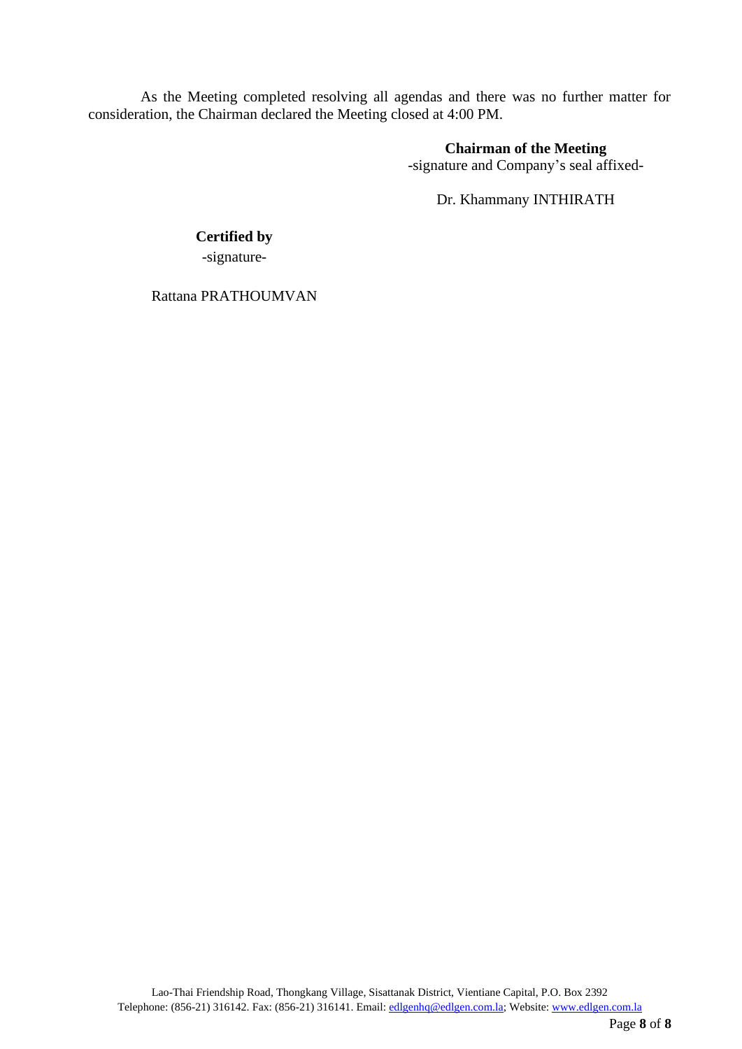As the Meeting completed resolving all agendas and there was no further matter for consideration, the Chairman declared the Meeting closed at 4:00 PM.

**Chairman of the Meeting**
-signature and Company's seal affixed-

Dr. Khammany INTHIRATH

**Certified by**
-signature-

Rattana PRATHOUMVAN